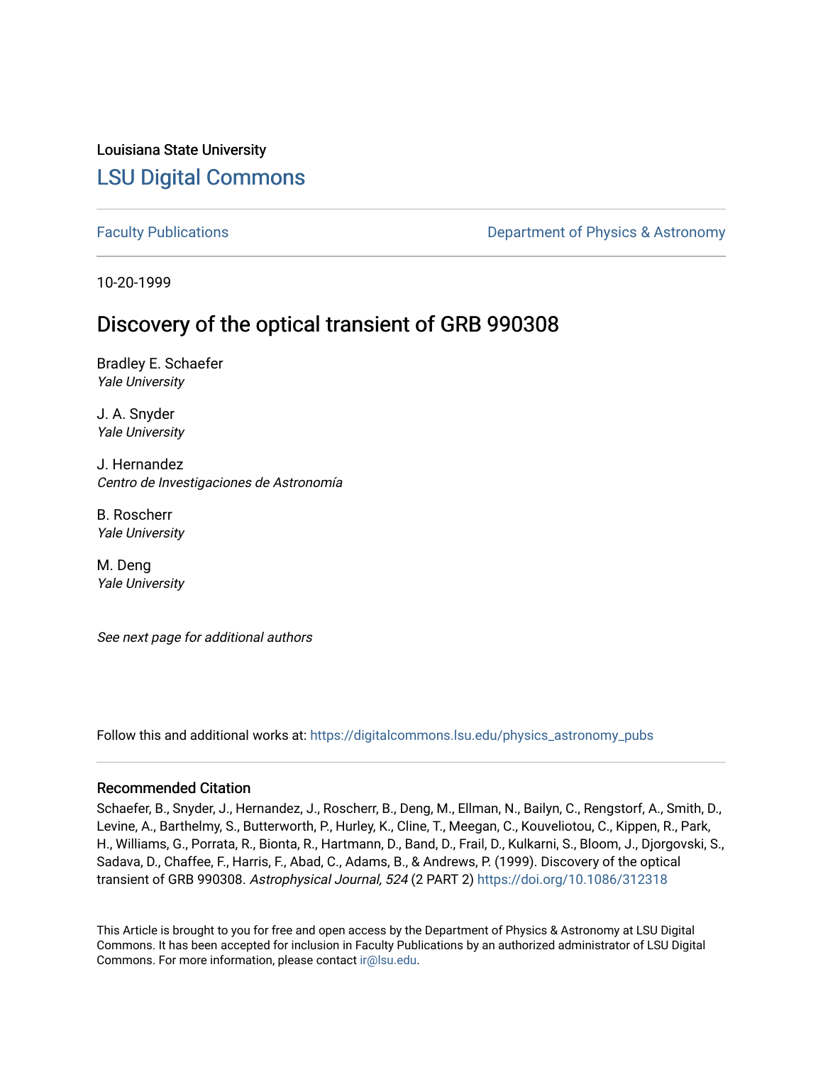Louisiana State University

# LSU Digital Commons

Faculty Publications | Department of Physics & Astronomy

10-20-1999

## Discovery of the optical transient of GRB 990308

Bradley E. Schaefer
*Yale University*

J. A. Snyder
*Yale University*

J. Hernandez
*Centro de Investigaciones de Astronomía*

B. Roscherr
*Yale University*

M. Deng
*Yale University*

*See next page for additional authors*

Follow this and additional works at: https://digitalcommons.lsu.edu/physics_astronomy_pubs

### Recommended Citation

Schaefer, B., Snyder, J., Hernandez, J., Roscherr, B., Deng, M., Ellman, N., Bailyn, C., Rengstorf, A., Smith, D., Levine, A., Barthelmy, S., Butterworth, P., Hurley, K., Cline, T., Meegan, C., Kouveliotou, C., Kippen, R., Park, H., Williams, G., Porrata, R., Bionta, R., Hartmann, D., Band, D., Frail, D., Kulkarni, S., Bloom, J., Djorgovski, S., Sadava, D., Chaffee, F., Harris, F., Abad, C., Adams, B., & Andrews, P. (1999). Discovery of the optical transient of GRB 990308. *Astrophysical Journal, 524* (2 PART 2) https://doi.org/10.1086/312318

This Article is brought to you for free and open access by the Department of Physics & Astronomy at LSU Digital Commons. It has been accepted for inclusion in Faculty Publications by an authorized administrator of LSU Digital Commons. For more information, please contact ir@lsu.edu.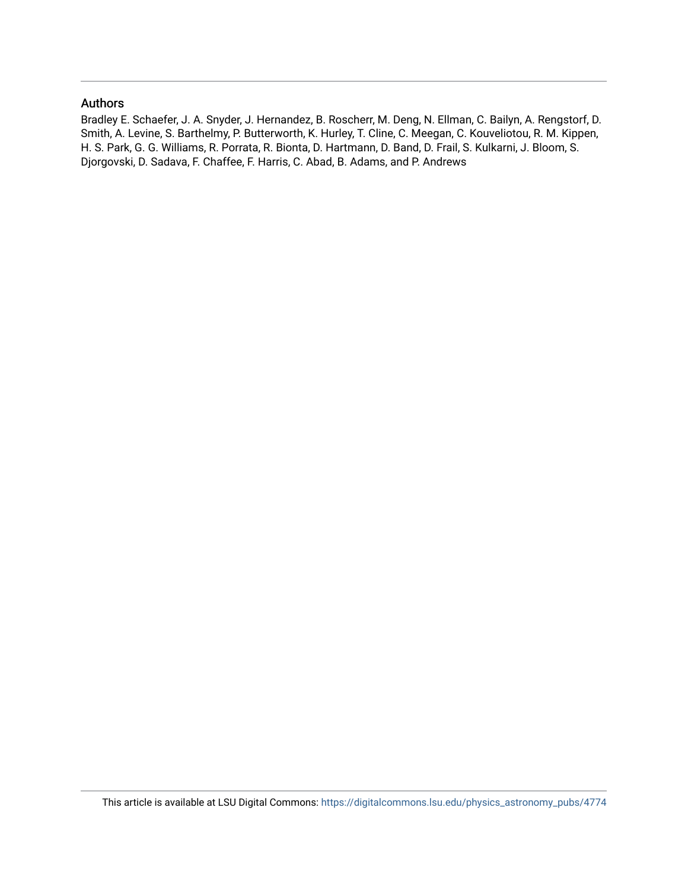## Authors

Bradley E. Schaefer, J. A. Snyder, J. Hernandez, B. Roscherr, M. Deng, N. Ellman, C. Bailyn, A. Rengstorf, D. Smith, A. Levine, S. Barthelmy, P. Butterworth, K. Hurley, T. Cline, C. Meegan, C. Kouveliotou, R. M. Kippen, H. S. Park, G. G. Williams, R. Porrata, R. Bionta, D. Hartmann, D. Band, D. Frail, S. Kulkarni, J. Bloom, S. Djorgovski, D. Sadava, F. Chaffee, F. Harris, C. Abad, B. Adams, and P. Andrews

This article is available at LSU Digital Commons: https://digitalcommons.lsu.edu/physics_astronomy_pubs/4774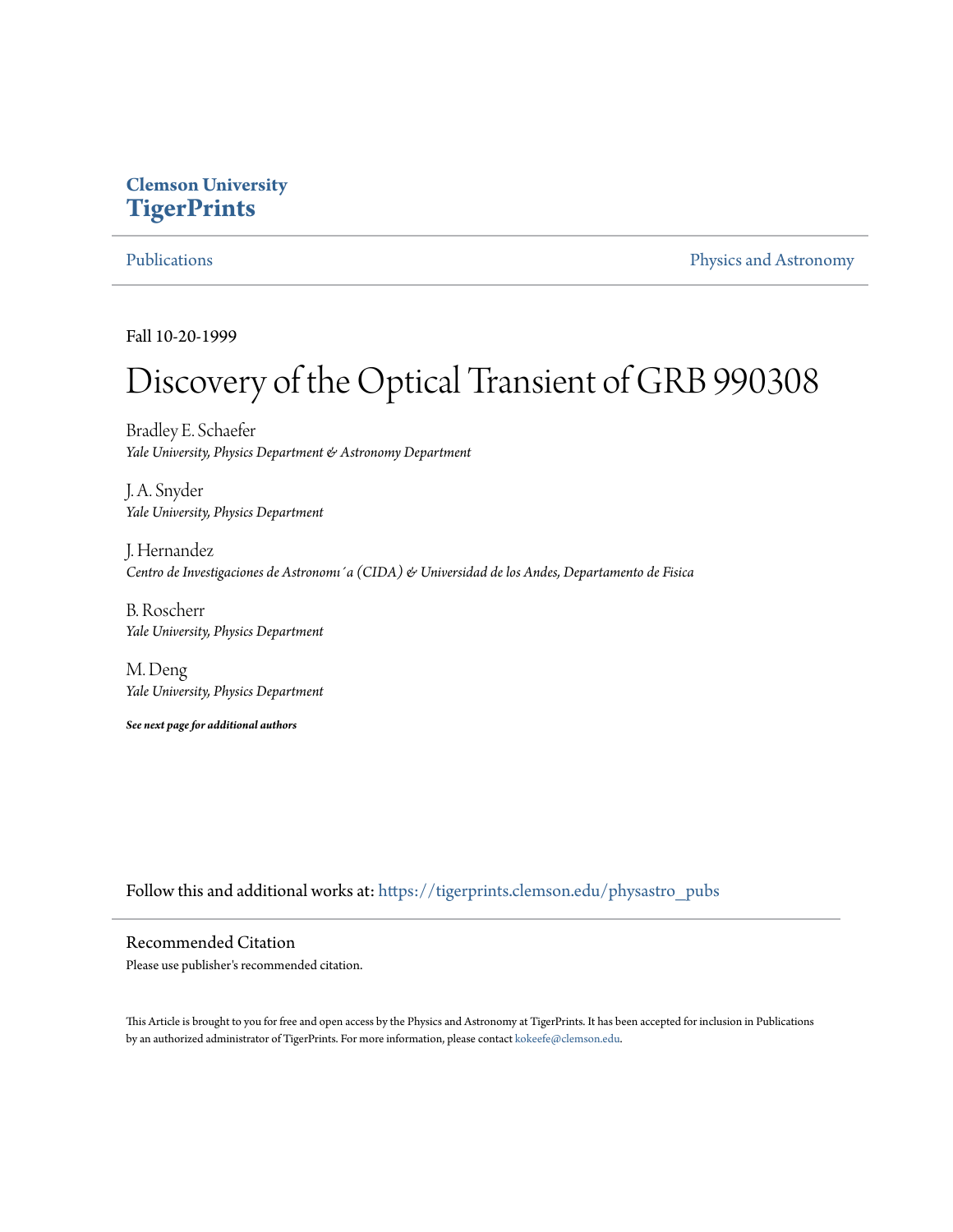Clemson University
**TigerPrints**

Publications | Physics and Astronomy

Fall 10-20-1999

# Discovery of the Optical Transient of GRB 990308

Bradley E. Schaefer
*Yale University, Physics Department & Astronomy Department*

J. A. Snyder
*Yale University, Physics Department*

J. Hernandez
*Centro de Investigaciones de Astronomı´a (CIDA) & Universidad de los Andes, Departamento de Fisica*

B. Roscherr
*Yale University, Physics Department*

M. Deng
*Yale University, Physics Department*

***See next page for additional authors***

Follow this and additional works at: https://tigerprints.clemson.edu/physastro_pubs

## Recommended Citation

Please use publisher's recommended citation.

This Article is brought to you for free and open access by the Physics and Astronomy at TigerPrints. It has been accepted for inclusion in Publications by an authorized administrator of TigerPrints. For more information, please contact kokeefe@clemson.edu.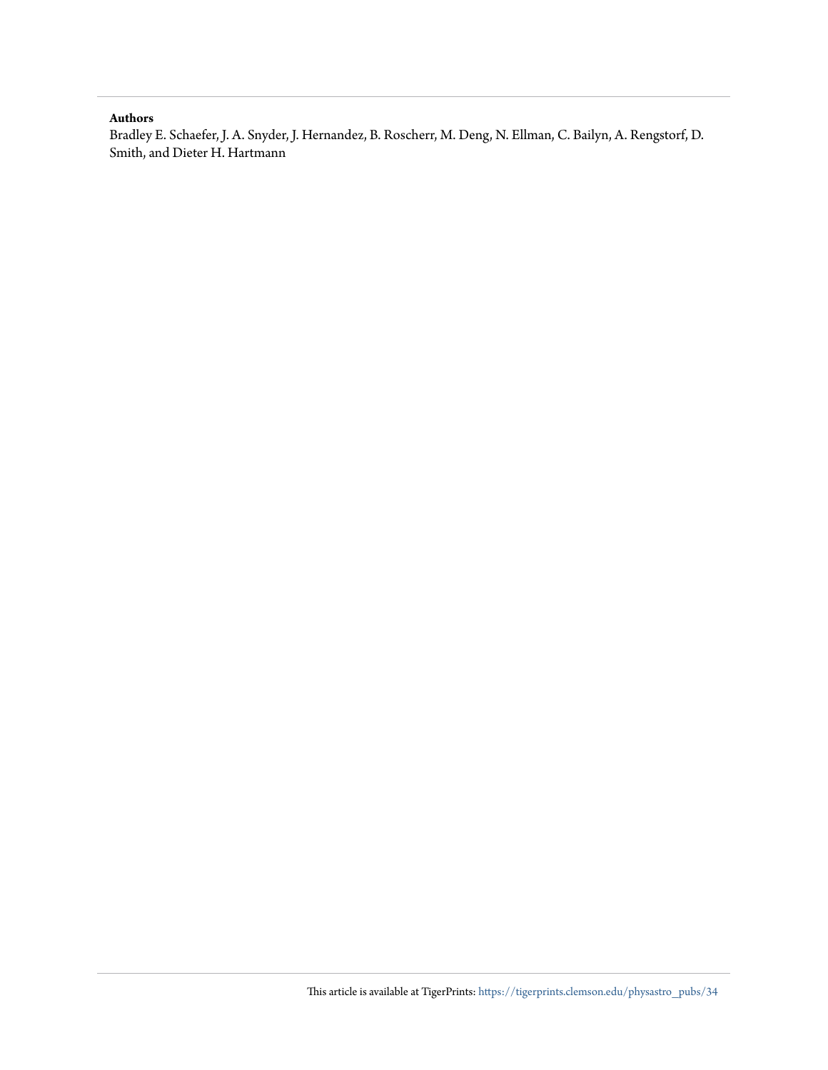**Authors**

Bradley E. Schaefer, J. A. Snyder, J. Hernandez, B. Roscherr, M. Deng, N. Ellman, C. Bailyn, A. Rengstorf, D. Smith, and Dieter H. Hartmann

This article is available at TigerPrints: https://tigerprints.clemson.edu/physastro_pubs/34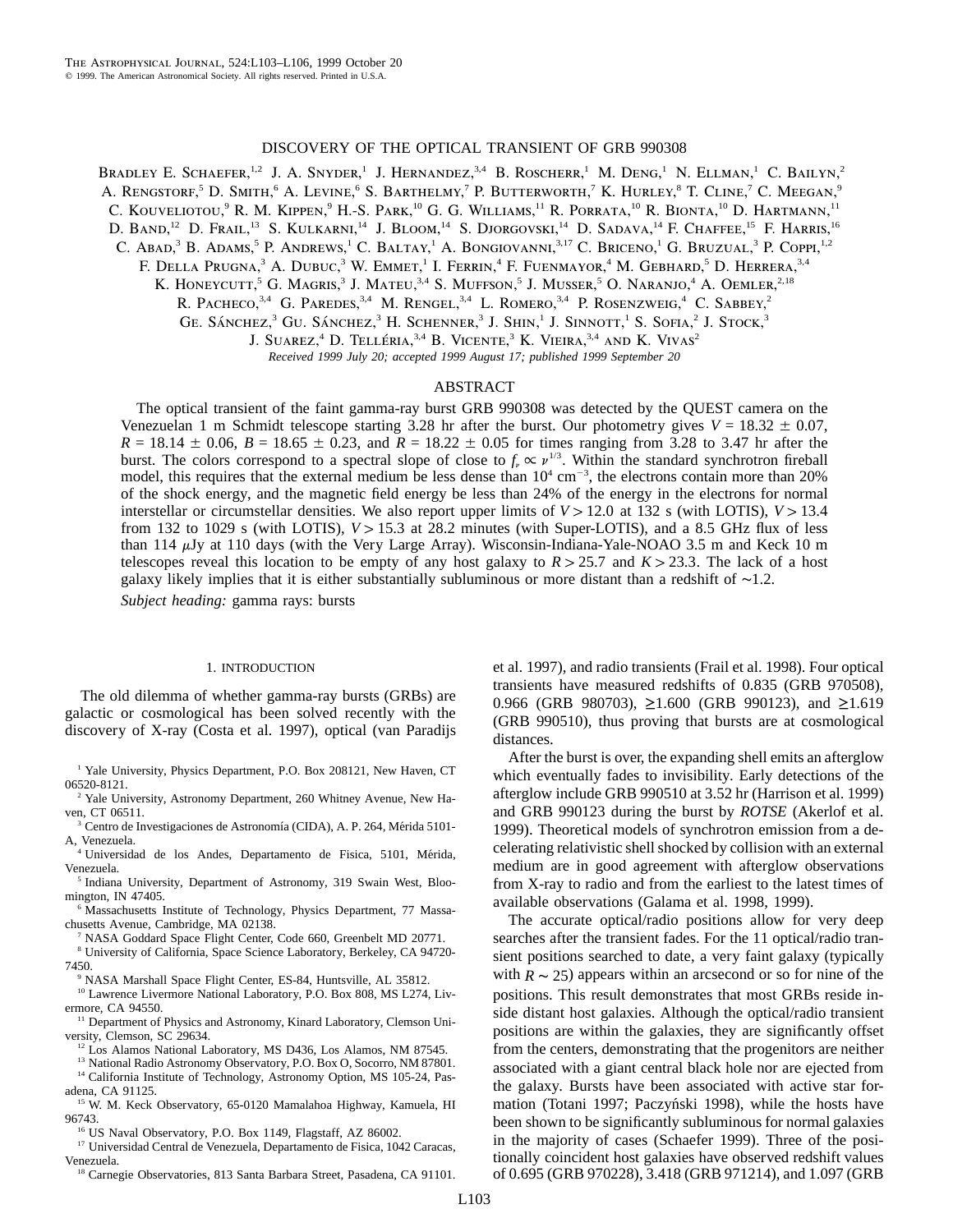# DISCOVERY OF THE OPTICAL TRANSIENT OF GRB 990308

Bradley E. Schaefer,[1,2] J. A. Snyder,[1] J. Hernandez,[3,4] B. Roscherr,[1] M. Deng,[1] N. Ellman,[1] C. Bailyn,[2] A. Rengstorf,[5] D. Smith,[6] A. Levine,[6] S. Barthelmy,[7] P. Butterworth,[7] K. Hurley,[8] T. Cline,[7] C. Meegan,[9] C. Kouveliotou,[9] R. M. Kippen,[9] H.-S. Park,[10] G. G. Williams,[11] R. Porrata,[10] R. Bionta,[10] D. Hartmann,[11] D. Band,[12] D. Frail,[13] S. Kulkarni,[14] J. Bloom,[14] S. Djorgovski,[14] D. Sadava,[14] F. Chaffee,[15] F. Harris,[16] C. Abad,[3] B. Adams,[5] P. Andrews,[1] C. Baltay,[1] A. Bongiovanni,[3,17] C. Briceno,[1] G. Bruzual,[3] P. Coppi,[1,2] F. Della Prugna,[3] A. Dubuc,[3] W. Emmet,[1] I. Ferrin,[4] F. Fuenmayor,[4] M. Gebhard,[5] D. Herrera,[3,4] K. Honeycutt,[5] G. Magris,[3] J. Mateu,[3,4] S. Muffson,[5] J. Musser,[5] O. Naranjo,[4] A. Oemler,[2,18] R. Pacheco,[3,4] G. Paredes,[3,4] M. Rengel,[3,4] L. Romero,[3,4] P. Rosenzweig,[4] C. Sabbey,[2] Ge. Sánchez,[3] Gu. Sánchez,[3] H. Schenner,[3] J. Shin,[1] J. Sinnott,[1] S. Sofia,[2] J. Stock,[3] J. Suarez,[4] D. Telléria,[3,4] B. Vicente,[3] K. Vieira,[3,4] and K. Vivas[2]

*Received 1999 July 20; accepted 1999 August 17; published 1999 September 20*

## ABSTRACT

The optical transient of the faint gamma-ray burst GRB 990308 was detected by the QUEST camera on the Venezuelan 1 m Schmidt telescope starting 3.28 hr after the burst. Our photometry gives $V = 18.32 \pm 0.07$, $R = 18.14 \pm 0.06$, $B = 18.65 \pm 0.23$, and $R = 18.22 \pm 0.05$ for times ranging from 3.28 to 3.47 hr after the burst. The colors correspond to a spectral slope of close to $f_\nu \propto \nu^{1/3}$. Within the standard synchrotron fireball model, this requires that the external medium be less dense than $10^4$ cm$^{-3}$, the electrons contain more than 20% of the shock energy, and the magnetic field energy be less than 24% of the energy in the electrons for normal interstellar or circumstellar densities. We also report upper limits of $V > 12.0$ at 132 s (with LOTIS), $V > 13.4$ from 132 to 1029 s (with LOTIS), $V > 15.3$ at 28.2 minutes (with Super-LOTIS), and a 8.5 GHz flux of less than 114 $\mu$Jy at 110 days (with the Very Large Array). Wisconsin-Indiana-Yale-NOAO 3.5 m and Keck 10 m telescopes reveal this location to be empty of any host galaxy to $R > 25.7$ and $K > 23.3$. The lack of a host galaxy likely implies that it is either substantially subluminous or more distant than a redshift of ~1.2.

*Subject heading:* gamma rays: bursts

## 1. INTRODUCTION

The old dilemma of whether gamma-ray bursts (GRBs) are galactic or cosmological has been solved recently with the discovery of X-ray (Costa et al. 1997), optical (van Paradijs et al. 1997), and radio transients (Frail et al. 1998). Four optical transients have measured redshifts of 0.835 (GRB 970508), 0.966 (GRB 980703), ≥1.600 (GRB 990123), and ≥1.619 (GRB 990510), thus proving that bursts are at cosmological distances.

After the burst is over, the expanding shell emits an afterglow which eventually fades to invisibility. Early detections of the afterglow include GRB 990510 at 3.52 hr (Harrison et al. 1999) and GRB 990123 during the burst by *ROTSE* (Akerlof et al. 1999). Theoretical models of synchrotron emission from a decelerating relativistic shell shocked by collision with an external medium are in good agreement with afterglow observations from X-ray to radio and from the earliest to the latest times of available observations (Galama et al. 1998, 1999).

The accurate optical/radio positions allow for very deep searches after the transient fades. For the 11 optical/radio transient positions searched to date, a very faint galaxy (typically with $R \sim 25$) appears within an arcsecond or so for nine of the positions. This result demonstrates that most GRBs reside inside distant host galaxies. Although the optical/radio transient positions are within the galaxies, they are significantly offset from the centers, demonstrating that the progenitors are neither associated with a giant central black hole nor are ejected from the galaxy. Bursts have been associated with active star formation (Totani 1997; Paczyński 1998), while the hosts have been shown to be significantly subluminous for normal galaxies in the majority of cases (Schaefer 1999). Three of the positionally coincident host galaxies have observed redshift values of 0.695 (GRB 970228), 3.418 (GRB 971214), and 1.097 (GRB

---

[1] Yale University, Physics Department, P.O. Box 208121, New Haven, CT 06520-8121.

[2] Yale University, Astronomy Department, 260 Whitney Avenue, New Haven, CT 06511.

[3] Centro de Investigaciones de Astronomía (CIDA), A. P. 264, Mérida 5101-A, Venezuela.

[4] Universidad de los Andes, Departamento de Fisica, 5101, Mérida, Venezuela.

[5] Indiana University, Department of Astronomy, 319 Swain West, Bloomington, IN 47405.

[6] Massachusetts Institute of Technology, Physics Department, 77 Massachusetts Avenue, Cambridge, MA 02138.

[7] NASA Goddard Space Flight Center, Code 660, Greenbelt MD 20771.

[8] University of California, Space Science Laboratory, Berkeley, CA 94720-7450.

[9] NASA Marshall Space Flight Center, ES-84, Huntsville, AL 35812.

[10] Lawrence Livermore National Laboratory, P.O. Box 808, MS L274, Livermore, CA 94550.

[11] Department of Physics and Astronomy, Kinard Laboratory, Clemson University, Clemson, SC 29634.

[12] Los Alamos National Laboratory, MS D436, Los Alamos, NM 87545.

[13] National Radio Astronomy Observatory, P.O. Box O, Socorro, NM 87801.

[14] California Institute of Technology, Astronomy Option, MS 105-24, Pasadena, CA 91125.

[15] W. M. Keck Observatory, 65-0120 Mamalahoa Highway, Kamuela, HI 96743.

[16] US Naval Observatory, P.O. Box 1149, Flagstaff, AZ 86002.

[17] Universidad Central de Venezuela, Departamento de Fisica, 1042 Caracas, Venezuela.

[18] Carnegie Observatories, 813 Santa Barbara Street, Pasadena, CA 91101.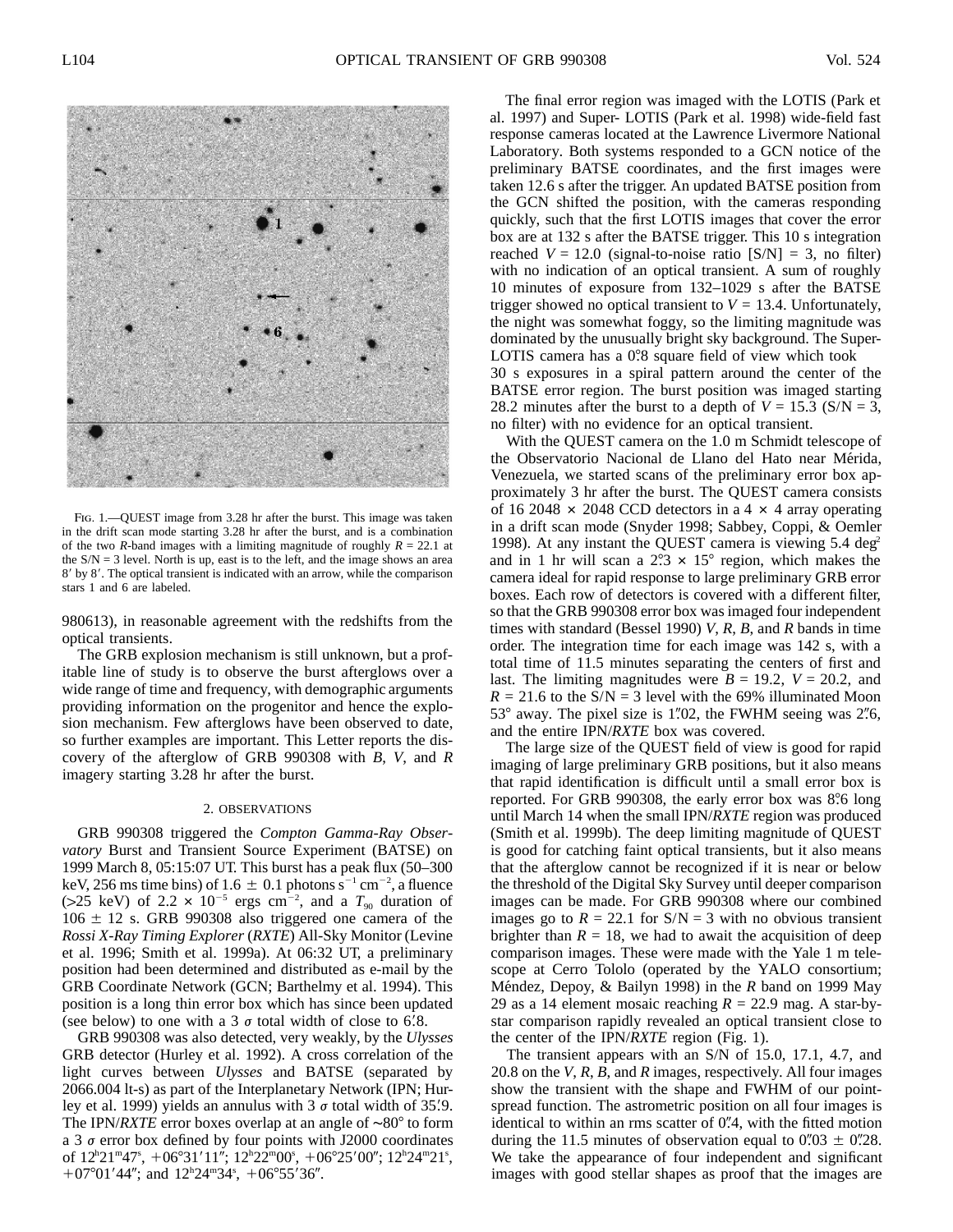FIG. 1.—QUEST image from 3.28 hr after the burst. This image was taken in the drift scan mode starting 3.28 hr after the burst, and is a combination of the two *R*-band images with a limiting magnitude of roughly $R = 22.1$ at the S/N = 3 level. North is up, east is to the left, and the image shows an area 8′ by 8′. The optical transient is indicated with an arrow, while the comparison stars 1 and 6 are labeled.

980613), in reasonable agreement with the redshifts from the optical transients.

The GRB explosion mechanism is still unknown, but a profitable line of study is to observe the burst afterglows over a wide range of time and frequency, with demographic arguments providing information on the progenitor and hence the explosion mechanism. Few afterglows have been observed to date, so further examples are important. This Letter reports the discovery of the afterglow of GRB 990308 with *B*, *V*, and *R* imagery starting 3.28 hr after the burst.

## 2. OBSERVATIONS

GRB 990308 triggered the *Compton Gamma-Ray Observatory* Burst and Transient Source Experiment (BATSE) on 1999 March 8, 05:15:07 UT. This burst has a peak flux (50–300 keV, 256 ms time bins) of $1.6 \pm 0.1$ photons $s^{-1}$ $cm^{-2}$, a fluence (>25 keV) of $2.2 \times 10^{-5}$ ergs $cm^{-2}$, and a $T_{90}$ duration of $106 \pm 12$ s. GRB 990308 also triggered one camera of the *Rossi X-Ray Timing Explorer* (*RXTE*) All-Sky Monitor (Levine et al. 1996; Smith et al. 1999a). At 06:32 UT, a preliminary position had been determined and distributed as e-mail by the GRB Coordinate Network (GCN; Barthelmy et al. 1994). This position is a long thin error box which has since been updated (see below) to one with a 3 $\sigma$ total width of close to 6′.8.

GRB 990308 was also detected, very weakly, by the *Ulysses* GRB detector (Hurley et al. 1992). A cross correlation of the light curves between *Ulysses* and BATSE (separated by 2066.004 lt-s) as part of the Interplanetary Network (IPN; Hurley et al. 1999) yields an annulus with 3 $\sigma$ total width of 35′.9. The IPN/*RXTE* error boxes overlap at an angle of ∼80° to form a 3 $\sigma$ error box defined by four points with J2000 coordinates of $12^h21^m47^s$, +06°31′11″; $12^h22^m00^s$, +06°25′00″; $12^h24^m21^s$, +07°01′44″; and $12^h24^m34^s$, +06°55′36″.

The final error region was imaged with the LOTIS (Park et al. 1997) and Super- LOTIS (Park et al. 1998) wide-field fast response cameras located at the Lawrence Livermore National Laboratory. Both systems responded to a GCN notice of the preliminary BATSE coordinates, and the first images were taken 12.6 s after the trigger. An updated BATSE position from the GCN shifted the position, with the cameras responding quickly, such that the first LOTIS images that cover the error box are at 132 s after the BATSE trigger. This 10 s integration reached $V = 12.0$ (signal-to-noise ratio [S/N] = 3, no filter) with no indication of an optical transient. A sum of roughly 10 minutes of exposure from 132–1029 s after the BATSE trigger showed no optical transient to $V = 13.4$. Unfortunately, the night was somewhat foggy, so the limiting magnitude was dominated by the unusually bright sky background. The Super-LOTIS camera has a 0°.8 square field of view which took 30 s exposures in a spiral pattern around the center of the BATSE error region. The burst position was imaged starting 28.2 minutes after the burst to a depth of $V = 15.3$ (S/N = 3, no filter) with no evidence for an optical transient.

With the QUEST camera on the 1.0 m Schmidt telescope of the Observatorio Nacional de Llano del Hato near Mérida, Venezuela, we started scans of the preliminary error box approximately 3 hr after the burst. The QUEST camera consists of 16 2048 × 2048 CCD detectors in a 4 × 4 array operating in a drift scan mode (Snyder 1998; Sabbey, Coppi, & Oemler 1998). At any instant the QUEST camera is viewing 5.4 $deg^2$ and in 1 hr will scan a 2°.3 × 15° region, which makes the camera ideal for rapid response to large preliminary GRB error boxes. Each row of detectors is covered with a different filter, so that the GRB 990308 error box was imaged four independent times with standard (Bessel 1990) *V*, *R*, *B*, and *R* bands in time order. The integration time for each image was 142 s, with a total time of 11.5 minutes separating the centers of first and last. The limiting magnitudes were $B = 19.2$, $V = 20.2$, and $R = 21.6$ to the S/N = 3 level with the 69% illuminated Moon 53° away. The pixel size is 1″.02, the FWHM seeing was 2″.6, and the entire IPN/*RXTE* box was covered.

The large size of the QUEST field of view is good for rapid imaging of large preliminary GRB positions, but it also means that rapid identification is difficult until a small error box is reported. For GRB 990308, the early error box was 8°.6 long until March 14 when the small IPN/*RXTE* region was produced (Smith et al. 1999b). The deep limiting magnitude of QUEST is good for catching faint optical transients, but it also means that the afterglow cannot be recognized if it is near or below the threshold of the Digital Sky Survey until deeper comparison images can be made. For GRB 990308 where our combined images go to $R = 22.1$ for S/N = 3 with no obvious transient brighter than $R = 18$, we had to await the acquisition of deep comparison images. These were made with the Yale 1 m telescope at Cerro Tololo (operated by the YALO consortium; Méndez, Depoy, & Bailyn 1998) in the *R* band on 1999 May 29 as a 14 element mosaic reaching $R = 22.9$ mag. A star-by-star comparison rapidly revealed an optical transient close to the center of the IPN/*RXTE* region (Fig. 1).

The transient appears with an S/N of 15.0, 17.1, 4.7, and 20.8 on the *V*, *R*, *B*, and *R* images, respectively. All four images show the transient with the shape and FWHM of our point-spread function. The astrometric position on all four images is identical to within an rms scatter of 0″.4, with the fitted motion during the 11.5 minutes of observation equal to 0″.03 ± 0″.28. We take the appearance of four independent and significant images with good stellar shapes as proof that the images are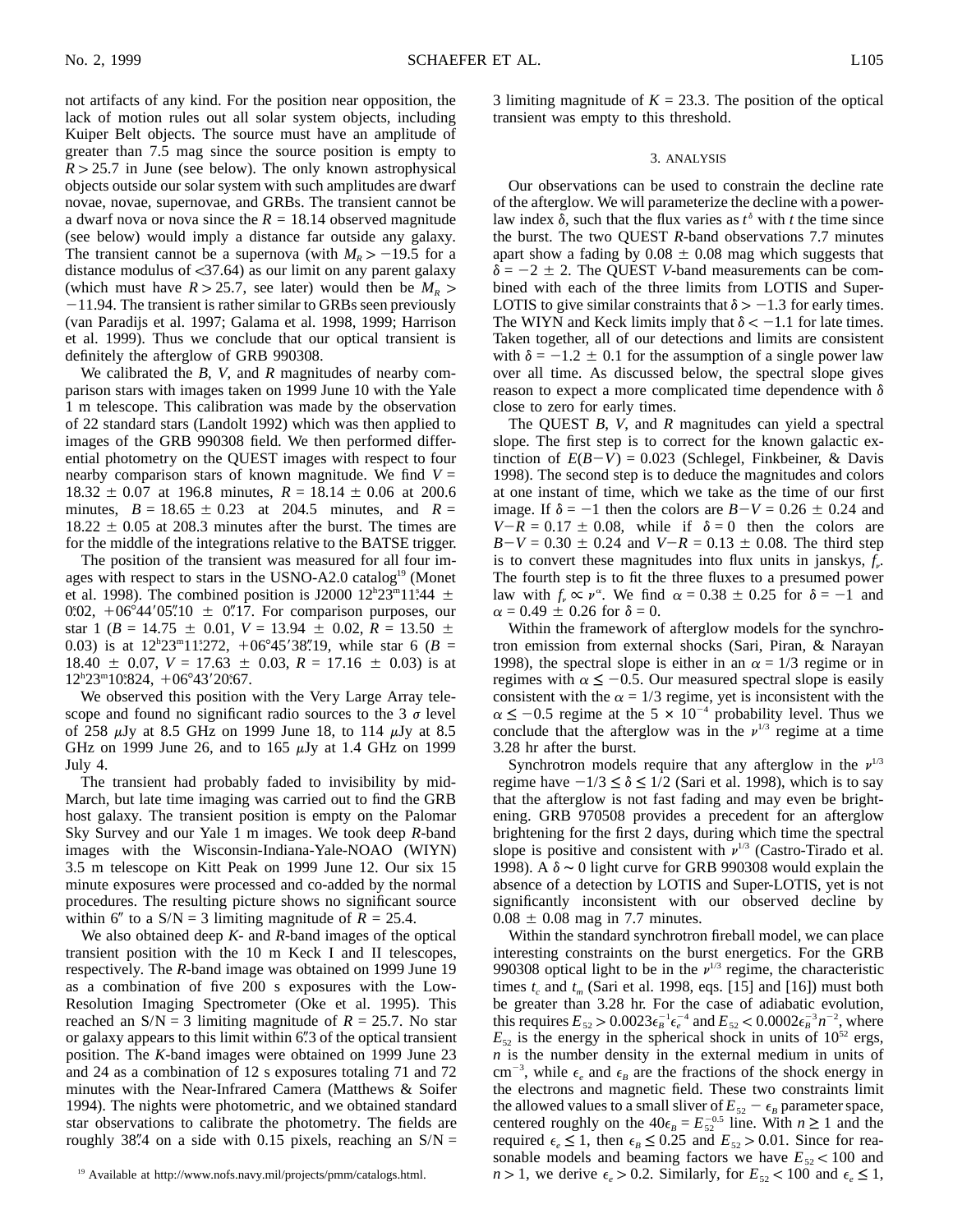not artifacts of any kind. For the position near opposition, the lack of motion rules out all solar system objects, including Kuiper Belt objects. The source must have an amplitude of greater than 7.5 mag since the source position is empty to $R > 25.7$ in June (see below). The only known astrophysical objects outside our solar system with such amplitudes are dwarf novae, novae, supernovae, and GRBs. The transient cannot be a dwarf nova or nova since the $R = 18.14$ observed magnitude (see below) would imply a distance far outside any galaxy. The transient cannot be a supernova (with $M_R > -19.5$ for a distance modulus of <37.64) as our limit on any parent galaxy (which must have $R > 25.7$, see later) would then be $M_R > -11.94$. The transient is rather similar to GRBs seen previously (van Paradijs et al. 1997; Galama et al. 1998, 1999; Harrison et al. 1999). Thus we conclude that our optical transient is definitely the afterglow of GRB 990308.

We calibrated the $B$, $V$, and $R$ magnitudes of nearby comparison stars with images taken on 1999 June 10 with the Yale 1 m telescope. This calibration was made by the observation of 22 standard stars (Landolt 1992) which was then applied to images of the GRB 990308 field. We then performed differential photometry on the QUEST images with respect to four nearby comparison stars of known magnitude. We find $V = 18.32 \pm 0.07$ at 196.8 minutes, $R = 18.14 \pm 0.06$ at 200.6 minutes, $B = 18.65 \pm 0.23$ at 204.5 minutes, and $R = 18.22 \pm 0.05$ at 208.3 minutes after the burst. The times are for the middle of the integrations relative to the BATSE trigger.

The position of the transient was measured for all four images with respect to stars in the USNO-A2.0 catalog[19] (Monet et al. 1998). The combined position is J2000 $12^h23^m11\overset{s}{.}44 \pm 0\overset{s}{.}02$, $+06°44'05\overset{''}{.}10 \pm 0\overset{''}{.}17$. For comparison purposes, our star 1 ($B = 14.75 \pm 0.01$, $V = 13.94 \pm 0.02$, $R = 13.50 \pm 0.03$) is at $12^h23^m11\overset{s}{.}272$, $+06°45'38\overset{''}{.}19$, while star 6 ($B = 18.40 \pm 0.07$, $V = 17.63 \pm 0.03$, $R = 17.16 \pm 0.03$) is at $12^h23^m10\overset{s}{.}824$, $+06°43'20\overset{''}{.}67$.

We observed this position with the Very Large Array telescope and found no significant radio sources to the 3 $\sigma$ level of 258 $\mu$Jy at 8.5 GHz on 1999 June 18, to 114 $\mu$Jy at 8.5 GHz on 1999 June 26, and to 165 $\mu$Jy at 1.4 GHz on 1999 July 4.

The transient had probably faded to invisibility by mid-March, but late time imaging was carried out to find the GRB host galaxy. The transient position is empty on the Palomar Sky Survey and our Yale 1 m images. We took deep $R$-band images with the Wisconsin-Indiana-Yale-NOAO (WIYN) 3.5 m telescope on Kitt Peak on 1999 June 12. Our six 15 minute exposures were processed and co-added by the normal procedures. The resulting picture shows no significant source within 6″ to a S/N = 3 limiting magnitude of $R = 25.4$.

We also obtained deep $K$- and $R$-band images of the optical transient position with the 10 m Keck I and II telescopes, respectively. The $R$-band image was obtained on 1999 June 19 as a combination of five 200 s exposures with the Low-Resolution Imaging Spectrometer (Oke et al. 1995). This reached an S/N = 3 limiting magnitude of $R = 25.7$. No star or galaxy appears to this limit within 6″.3 of the optical transient position. The $K$-band images were obtained on 1999 June 23 and 24 as a combination of 12 s exposures totaling 71 and 72 minutes with the Near-Infrared Camera (Matthews & Soifer 1994). The nights were photometric, and we obtained standard star observations to calibrate the photometry. The fields are roughly 38″.4 on a side with 0.15 pixels, reaching an S/N = 3 limiting magnitude of $K = 23.3$. The position of the optical transient was empty to this threshold.

[19] Available at http://www.nofs.navy.mil/projects/pmm/catalogs.html.

## 3. ANALYSIS

Our observations can be used to constrain the decline rate of the afterglow. We will parameterize the decline with a power-law index $\delta$, such that the flux varies as $t^{\delta}$ with $t$ the time since the burst. The two QUEST $R$-band observations 7.7 minutes apart show a fading by $0.08 \pm 0.08$ mag which suggests that $\delta = -2 \pm 2$. The QUEST $V$-band measurements can be combined with each of the three limits from LOTIS and Super-LOTIS to give similar constraints that $\delta > -1.3$ for early times. The WIYN and Keck limits imply that $\delta < -1.1$ for late times. Taken together, all of our detections and limits are consistent with $\delta = -1.2 \pm 0.1$ for the assumption of a single power law over all time. As discussed below, the spectral slope gives reason to expect a more complicated time dependence with $\delta$ close to zero for early times.

The QUEST $B$, $V$, and $R$ magnitudes can yield a spectral slope. The first step is to correct for the known galactic extinction of $E(B-V) = 0.023$ (Schlegel, Finkbeiner, & Davis 1998). The second step is to deduce the magnitudes and colors at one instant of time, which we take as the time of our first image. If $\delta = -1$ then the colors are $B-V = 0.26 \pm 0.24$ and $V-R = 0.17 \pm 0.08$, while if $\delta = 0$ then the colors are $B-V = 0.30 \pm 0.24$ and $V-R = 0.13 \pm 0.08$. The third step is to convert these magnitudes into flux units in janskys, $f_\nu$. The fourth step is to fit the three fluxes to a presumed power law with $f_\nu \propto \nu^{\alpha}$. We find $\alpha = 0.38 \pm 0.25$ for $\delta = -1$ and $\alpha = 0.49 \pm 0.26$ for $\delta = 0$.

Within the framework of afterglow models for the synchrotron emission from external shocks (Sari, Piran, & Narayan 1998), the spectral slope is either in an $\alpha = 1/3$ regime or in regimes with $\alpha \leq -0.5$. Our measured spectral slope is easily consistent with the $\alpha = 1/3$ regime, yet is inconsistent with the $\alpha \leq -0.5$ regime at the $5 \times 10^{-4}$ probability level. Thus we conclude that the afterglow was in the $\nu^{1/3}$ regime at a time 3.28 hr after the burst.

Synchrotron models require that any afterglow in the $\nu^{1/3}$ regime have $-1/3 \leq \delta \leq 1/2$ (Sari et al. 1998), which is to say that the afterglow is not fast fading and may even be brightening. GRB 970508 provides a precedent for an afterglow brightening for the first 2 days, during which time the spectral slope is positive and consistent with $\nu^{1/3}$ (Castro-Tirado et al. 1998). A $\delta \sim 0$ light curve for GRB 990308 would explain the absence of a detection by LOTIS and Super-LOTIS, yet is not significantly inconsistent with our observed decline by $0.08 \pm 0.08$ mag in 7.7 minutes.

Within the standard synchrotron fireball model, we can place interesting constraints on the burst energetics. For the GRB 990308 optical light to be in the $\nu^{1/3}$ regime, the characteristic times $t_c$ and $t_m$ (Sari et al. 1998, eqs. [15] and [16]) must both be greater than 3.28 hr. For the case of adiabatic evolution, this requires $E_{52} > 0.0023\epsilon_B^{-1}\epsilon_e^{-4}$ and $E_{52} < 0.0002\epsilon_B^{-3}n^{-2}$, where $E_{52}$ is the energy in the spherical shock in units of $10^{52}$ ergs, $n$ is the number density in the external medium in units of $\mathrm{cm}^{-3}$, while $\epsilon_e$ and $\epsilon_B$ are the fractions of the shock energy in the electrons and magnetic field. These two constraints limit the allowed values to a small sliver of $E_{52} - \epsilon_B$ parameter space, centered roughly on the $40\epsilon_B = E_{52}^{-0.5}$ line. With $n \geq 1$ and the required $\epsilon_e \leq 1$, then $\epsilon_B \leq 0.25$ and $E_{52} > 0.01$. Since for reasonable models and beaming factors we have $E_{52} < 100$ and $n > 1$, we derive $\epsilon_e > 0.2$. Similarly, for $E_{52} < 100$ and $\epsilon_e \leq 1$,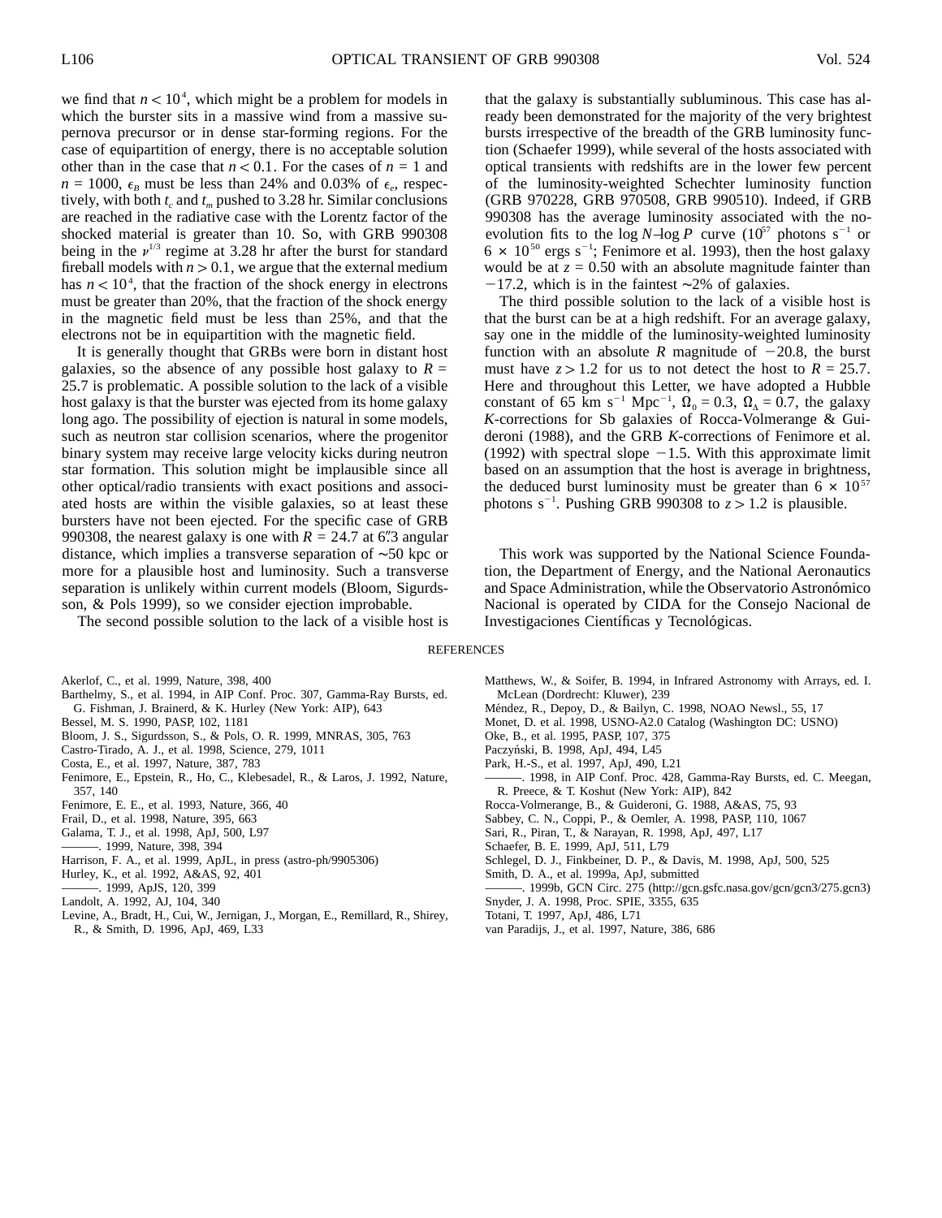we find that $n < 10^4$, which might be a problem for models in which the burster sits in a massive wind from a massive supernova precursor or in dense star-forming regions. For the case of equipartition of energy, there is no acceptable solution other than in the case that $n < 0.1$. For the cases of $n = 1$ and $n = 1000$, $\epsilon_B$ must be less than 24% and 0.03% of $\epsilon_e$, respectively, with both $t_c$ and $t_m$ pushed to 3.28 hr. Similar conclusions are reached in the radiative case with the Lorentz factor of the shocked material is greater than 10. So, with GRB 990308 being in the $\nu^{1/3}$ regime at 3.28 hr after the burst for standard fireball models with $n > 0.1$, we argue that the external medium has $n < 10^4$, that the fraction of the shock energy in electrons must be greater than 20%, that the fraction of the shock energy in the magnetic field must be less than 25%, and that the electrons not be in equipartition with the magnetic field.

It is generally thought that GRBs were born in distant host galaxies, so the absence of any possible host galaxy to $R = 25.7$ is problematic. A possible solution to the lack of a visible host galaxy is that the burster was ejected from its home galaxy long ago. The possibility of ejection is natural in some models, such as neutron star collision scenarios, where the progenitor binary system may receive large velocity kicks during neutron star formation. This solution might be implausible since all other optical/radio transients with exact positions and associated hosts are within the visible galaxies, so at least these bursters have not been ejected. For the specific case of GRB 990308, the nearest galaxy is one with $R = 24.7$ at 6″.3 angular distance, which implies a transverse separation of ∼50 kpc or more for a plausible host and luminosity. Such a transverse separation is unlikely within current models (Bloom, Sigurdsson, & Pols 1999), so we consider ejection improbable.

The second possible solution to the lack of a visible host is that the galaxy is substantially subluminous. This case has already been demonstrated for the majority of the very brightest bursts irrespective of the breadth of the GRB luminosity function (Schaefer 1999), while several of the hosts associated with optical transients with redshifts are in the lower few percent of the luminosity-weighted Schechter luminosity function (GRB 970228, GRB 970508, GRB 990510). Indeed, if GRB 990308 has the average luminosity associated with the no-evolution fits to the log $N$–log $P$ curve ($10^{57}$ photons s$^{-1}$ or $6 \times 10^{50}$ ergs s$^{-1}$; Fenimore et al. 1993), then the host galaxy would be at $z = 0.50$ with an absolute magnitude fainter than $-17.2$, which is in the faintest ∼2% of galaxies.

The third possible solution to the lack of a visible host is that the burst can be at a high redshift. For an average galaxy, say one in the middle of the luminosity-weighted luminosity function with an absolute $R$ magnitude of $-20.8$, the burst must have $z > 1.2$ for us to not detect the host to $R = 25.7$. Here and throughout this Letter, we have adopted a Hubble constant of 65 km s$^{-1}$ Mpc$^{-1}$, $\Omega_0 = 0.3$, $\Omega_\Lambda = 0.7$, the galaxy $K$-corrections for Sb galaxies of Rocca-Volmerange & Guideroni (1988), and the GRB $K$-corrections of Fenimore et al. (1992) with spectral slope $-1.5$. With this approximate limit based on an assumption that the host is average in brightness, the deduced burst luminosity must be greater than $6 \times 10^{57}$ photons s$^{-1}$. Pushing GRB 990308 to $z > 1.2$ is plausible.

This work was supported by the National Science Foundation, the Department of Energy, and the National Aeronautics and Space Administration, while the Observatorio Astronómico Nacional is operated by CIDA for the Consejo Nacional de Investigaciones Científicas y Tecnológicas.

## REFERENCES

Akerlof, C., et al. 1999, Nature, 398, 400
Barthelmy, S., et al. 1994, in AIP Conf. Proc. 307, Gamma-Ray Bursts, ed. G. Fishman, J. Brainerd, & K. Hurley (New York: AIP), 643
Bessel, M. S. 1990, PASP, 102, 1181
Bloom, J. S., Sigurdsson, S., & Pols, O. R. 1999, MNRAS, 305, 763
Castro-Tirado, A. J., et al. 1998, Science, 279, 1011
Costa, E., et al. 1997, Nature, 387, 783
Fenimore, E., Epstein, R., Ho, C., Klebesadel, R., & Laros, J. 1992, Nature, 357, 140
Fenimore, E. E., et al. 1993, Nature, 366, 40
Frail, D., et al. 1998, Nature, 395, 663
Galama, T. J., et al. 1998, ApJ, 500, L97
———. 1999, Nature, 398, 394
Harrison, F. A., et al. 1999, ApJL, in press (astro-ph/9905306)
Hurley, K., et al. 1992, A&AS, 92, 401
———. 1999, ApJS, 120, 399
Landolt, A. 1992, AJ, 104, 340
Levine, A., Bradt, H., Cui, W., Jernigan, J., Morgan, E., Remillard, R., Shirey, R., & Smith, D. 1996, ApJ, 469, L33
Matthews, W., & Soifer, B. 1994, in Infrared Astronomy with Arrays, ed. I. McLean (Dordrecht: Kluwer), 239
Méndez, R., Depoy, D., & Bailyn, C. 1998, NOAO Newsl., 55, 17
Monet, D. et al. 1998, USNO-A2.0 Catalog (Washington DC: USNO)
Oke, B., et al. 1995, PASP, 107, 375
Paczyński, B. 1998, ApJ, 494, L45
Park, H.-S., et al. 1997, ApJ, 490, L21
———. 1998, in AIP Conf. Proc. 428, Gamma-Ray Bursts, ed. C. Meegan, R. Preece, & T. Koshut (New York: AIP), 842
Rocca-Volmerange, B., & Guideroni, G. 1988, A&AS, 75, 93
Sabbey, C. N., Coppi, P., & Oemler, A. 1998, PASP, 110, 1067
Sari, R., Piran, T., & Narayan, R. 1998, ApJ, 497, L17
Schaefer, B. E. 1999, ApJ, 511, L79
Schlegel, D. J., Finkbeiner, D. P., & Davis, M. 1998, ApJ, 500, 525
Smith, D. A., et al. 1999a, ApJ, submitted
———. 1999b, GCN Circ. 275 (http://gcn.gsfc.nasa.gov/gcn/gcn3/275.gcn3)
Snyder, J. A. 1998, Proc. SPIE, 3355, 635
Totani, T. 1997, ApJ, 486, L71
van Paradijs, J., et al. 1997, Nature, 386, 686